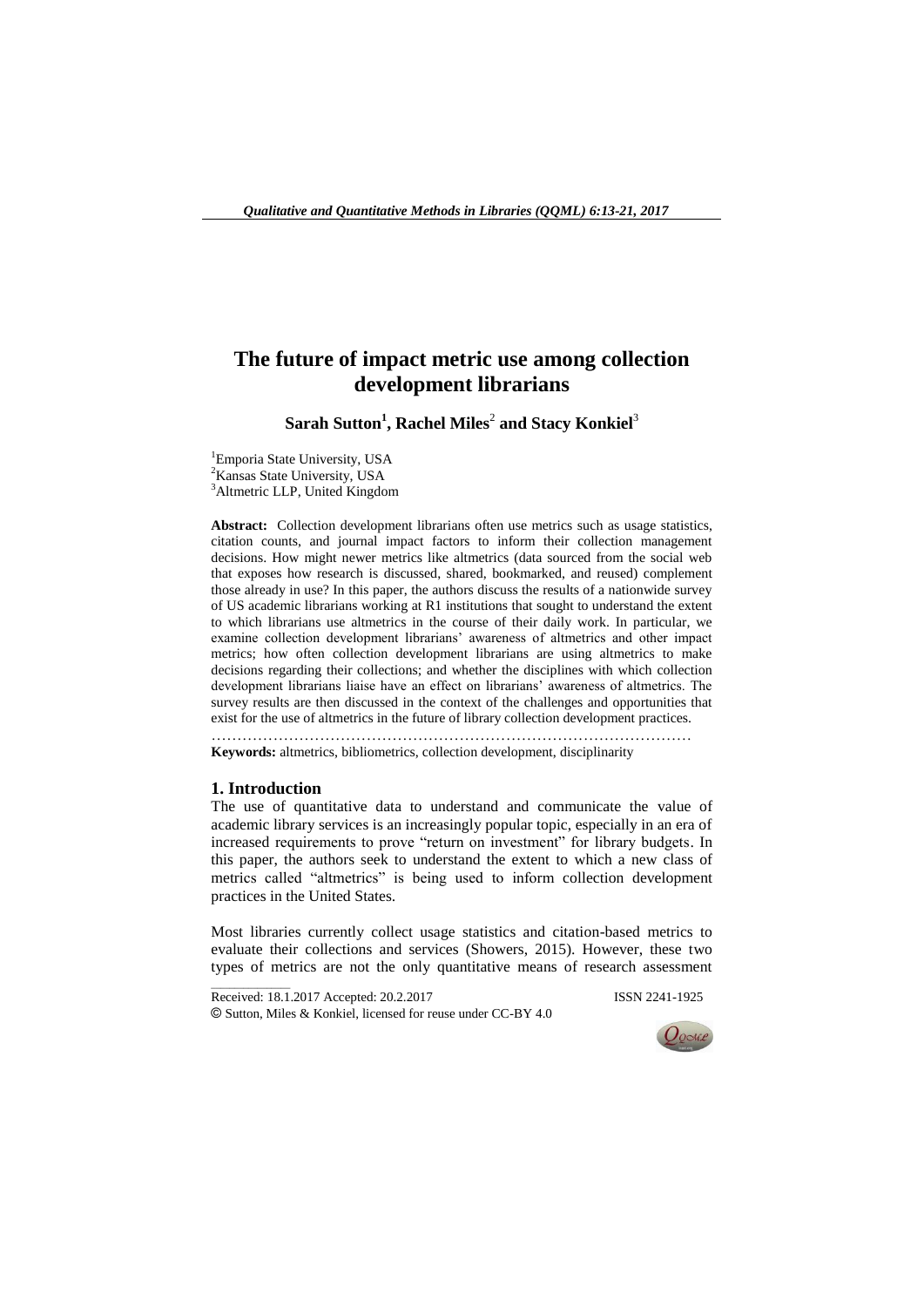# The future of impact metric use among collection development librarians

**Sarah Sutton[1], Rachel Miles[2] and Stacy Konkiel[3]**

[1]Emporia State University, USA
[2]Kansas State University, USA
[3]Altmetric LLP, United Kingdom

**Abstract:** Collection development librarians often use metrics such as usage statistics, citation counts, and journal impact factors to inform their collection management decisions. How might newer metrics like altmetrics (data sourced from the social web that exposes how research is discussed, shared, bookmarked, and reused) complement those already in use? In this paper, the authors discuss the results of a nationwide survey of US academic librarians working at R1 institutions that sought to understand the extent to which librarians use altmetrics in the course of their daily work. In particular, we examine collection development librarians' awareness of altmetrics and other impact metrics; how often collection development librarians are using altmetrics to make decisions regarding their collections; and whether the disciplines with which collection development librarians liaise have an effect on librarians' awareness of altmetrics. The survey results are then discussed in the context of the challenges and opportunities that exist for the use of altmetrics in the future of library collection development practices.

**Keywords:** altmetrics, bibliometrics, collection development, disciplinarity

## 1. Introduction

The use of quantitative data to understand and communicate the value of academic library services is an increasingly popular topic, especially in an era of increased requirements to prove "return on investment" for library budgets. In this paper, the authors seek to understand the extent to which a new class of metrics called "altmetrics" is being used to inform collection development practices in the United States.

Most libraries currently collect usage statistics and citation-based metrics to evaluate their collections and services (Showers, 2015). However, these two types of metrics are not the only quantitative means of research assessment

Received: 18.1.2017 Accepted: 20.2.2017 ISSN 2241-1925
© Sutton, Miles & Konkiel, licensed for reuse under CC-BY 4.0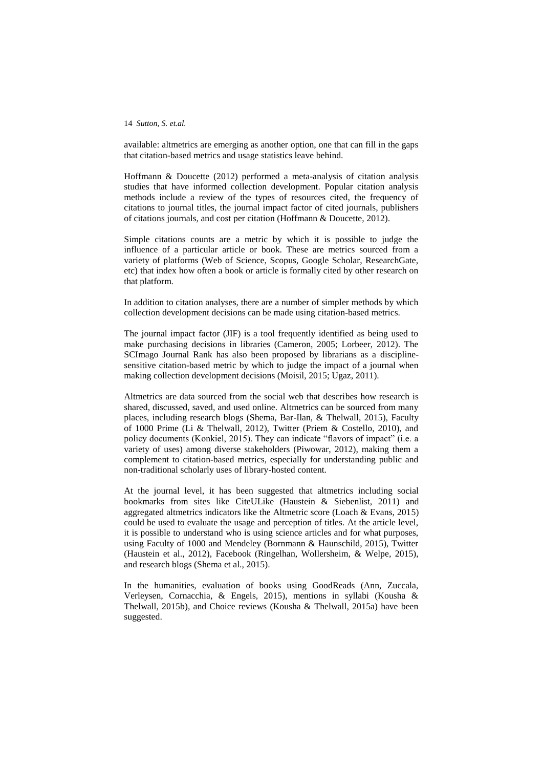available: altmetrics are emerging as another option, one that can fill in the gaps that citation-based metrics and usage statistics leave behind.

Hoffmann & Doucette (2012) performed a meta-analysis of citation analysis studies that have informed collection development. Popular citation analysis methods include a review of the types of resources cited, the frequency of citations to journal titles, the journal impact factor of cited journals, publishers of citations journals, and cost per citation (Hoffmann & Doucette, 2012).

Simple citations counts are a metric by which it is possible to judge the influence of a particular article or book. These are metrics sourced from a variety of platforms (Web of Science, Scopus, Google Scholar, ResearchGate, etc) that index how often a book or article is formally cited by other research on that platform.

In addition to citation analyses, there are a number of simpler methods by which collection development decisions can be made using citation-based metrics.

The journal impact factor (JIF) is a tool frequently identified as being used to make purchasing decisions in libraries (Cameron, 2005; Lorbeer, 2012). The SCImago Journal Rank has also been proposed by librarians as a discipline-sensitive citation-based metric by which to judge the impact of a journal when making collection development decisions (Moisil, 2015; Ugaz, 2011).

Altmetrics are data sourced from the social web that describes how research is shared, discussed, saved, and used online. Altmetrics can be sourced from many places, including research blogs (Shema, Bar-Ilan, & Thelwall, 2015), Faculty of 1000 Prime (Li & Thelwall, 2012), Twitter (Priem & Costello, 2010), and policy documents (Konkiel, 2015). They can indicate "flavors of impact" (i.e. a variety of uses) among diverse stakeholders (Piwowar, 2012), making them a complement to citation-based metrics, especially for understanding public and non-traditional scholarly uses of library-hosted content.

At the journal level, it has been suggested that altmetrics including social bookmarks from sites like CiteULike (Haustein & Siebenlist, 2011) and aggregated altmetrics indicators like the Altmetric score (Loach & Evans, 2015) could be used to evaluate the usage and perception of titles. At the article level, it is possible to understand who is using science articles and for what purposes, using Faculty of 1000 and Mendeley (Bornmann & Haunschild, 2015), Twitter (Haustein et al., 2012), Facebook (Ringelhan, Wollersheim, & Welpe, 2015), and research blogs (Shema et al., 2015).

In the humanities, evaluation of books using GoodReads (Ann, Zuccala, Verleysen, Cornacchia, & Engels, 2015), mentions in syllabi (Kousha & Thelwall, 2015b), and Choice reviews (Kousha & Thelwall, 2015a) have been suggested.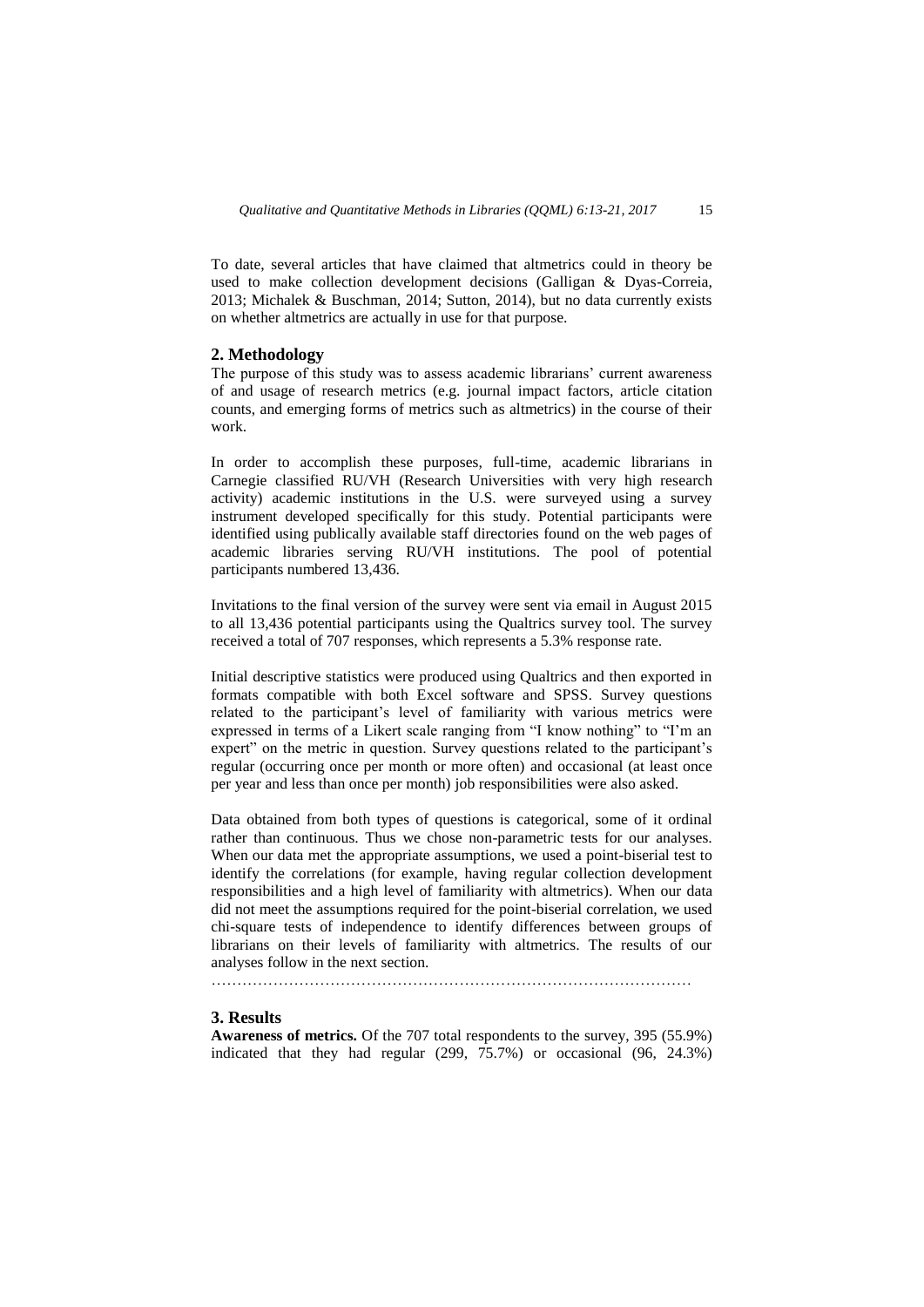To date, several articles that have claimed that altmetrics could in theory be used to make collection development decisions (Galligan & Dyas-Correia, 2013; Michalek & Buschman, 2014; Sutton, 2014), but no data currently exists on whether altmetrics are actually in use for that purpose.

## 2. Methodology

The purpose of this study was to assess academic librarians' current awareness of and usage of research metrics (e.g. journal impact factors, article citation counts, and emerging forms of metrics such as altmetrics) in the course of their work.

In order to accomplish these purposes, full-time, academic librarians in Carnegie classified RU/VH (Research Universities with very high research activity) academic institutions in the U.S. were surveyed using a survey instrument developed specifically for this study. Potential participants were identified using publically available staff directories found on the web pages of academic libraries serving RU/VH institutions. The pool of potential participants numbered 13,436.

Invitations to the final version of the survey were sent via email in August 2015 to all 13,436 potential participants using the Qualtrics survey tool. The survey received a total of 707 responses, which represents a 5.3% response rate.

Initial descriptive statistics were produced using Qualtrics and then exported in formats compatible with both Excel software and SPSS. Survey questions related to the participant's level of familiarity with various metrics were expressed in terms of a Likert scale ranging from "I know nothing" to "I'm an expert" on the metric in question. Survey questions related to the participant's regular (occurring once per month or more often) and occasional (at least once per year and less than once per month) job responsibilities were also asked.

Data obtained from both types of questions is categorical, some of it ordinal rather than continuous. Thus we chose non-parametric tests for our analyses. When our data met the appropriate assumptions, we used a point-biserial test to identify the correlations (for example, having regular collection development responsibilities and a high level of familiarity with altmetrics). When our data did not meet the assumptions required for the point-biserial correlation, we used chi-square tests of independence to identify differences between groups of librarians on their levels of familiarity with altmetrics. The results of our analyses follow in the next section.

……………………………………………………………………………………

## 3. Results

**Awareness of metrics.** Of the 707 total respondents to the survey, 395 (55.9%) indicated that they had regular (299, 75.7%) or occasional (96, 24.3%)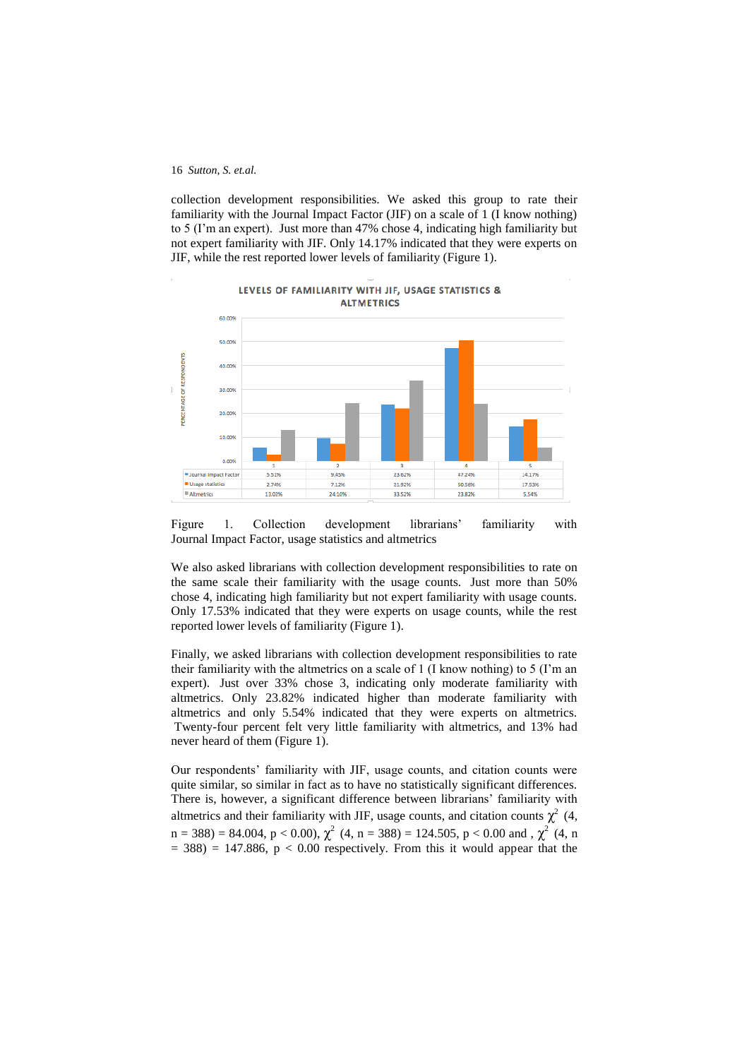collection development responsibilities. We asked this group to rate their familiarity with the Journal Impact Factor (JIF) on a scale of 1 (I know nothing) to 5 (I'm an expert). Just more than 47% chose 4, indicating high familiarity but not expert familiarity with JIF. Only 14.17% indicated that they were experts on JIF, while the rest reported lower levels of familiarity (Figure 1).

**LEVELS OF FAMILIARITY WITH JIF, USAGE STATISTICS & ALTMETRICS**

| | 1 | 2 | 3 | 4 | 5 |
|---|---|---|---|---|---|
| Journal Impact Factor | 5.51% | 9.45% | 23.62% | 47.24% | 14.17% |
| Usage statistics | 2.74% | 7.12% | 21.92% | 50.58% | 17.53% |
| Altmetrics | 13.02% | 24.10% | 33.52% | 23.82% | 5.54% |

Figure 1. Collection development librarians' familiarity with Journal Impact Factor, usage statistics and altmetrics

We also asked librarians with collection development responsibilities to rate on the same scale their familiarity with the usage counts. Just more than 50% chose 4, indicating high familiarity but not expert familiarity with usage counts. Only 17.53% indicated that they were experts on usage counts, while the rest reported lower levels of familiarity (Figure 1).

Finally, we asked librarians with collection development responsibilities to rate their familiarity with the altmetrics on a scale of 1 (I know nothing) to 5 (I'm an expert). Just over 33% chose 3, indicating only moderate familiarity with altmetrics. Only 23.82% indicated higher than moderate familiarity with altmetrics and only 5.54% indicated that they were experts on altmetrics. Twenty-four percent felt very little familiarity with altmetrics, and 13% had never heard of them (Figure 1).

Our respondents' familiarity with JIF, usage counts, and citation counts were quite similar, so similar in fact as to have no statistically significant differences. There is, however, a significant difference between librarians' familiarity with altmetrics and their familiarity with JIF, usage counts, and citation counts $\chi^2$ (4, n = 388) = 84.004, p < 0.00), $\chi^2$ (4, n = 388) = 124.505, p < 0.00 and , $\chi^2$ (4, n = 388) = 147.886, p < 0.00 respectively. From this it would appear that the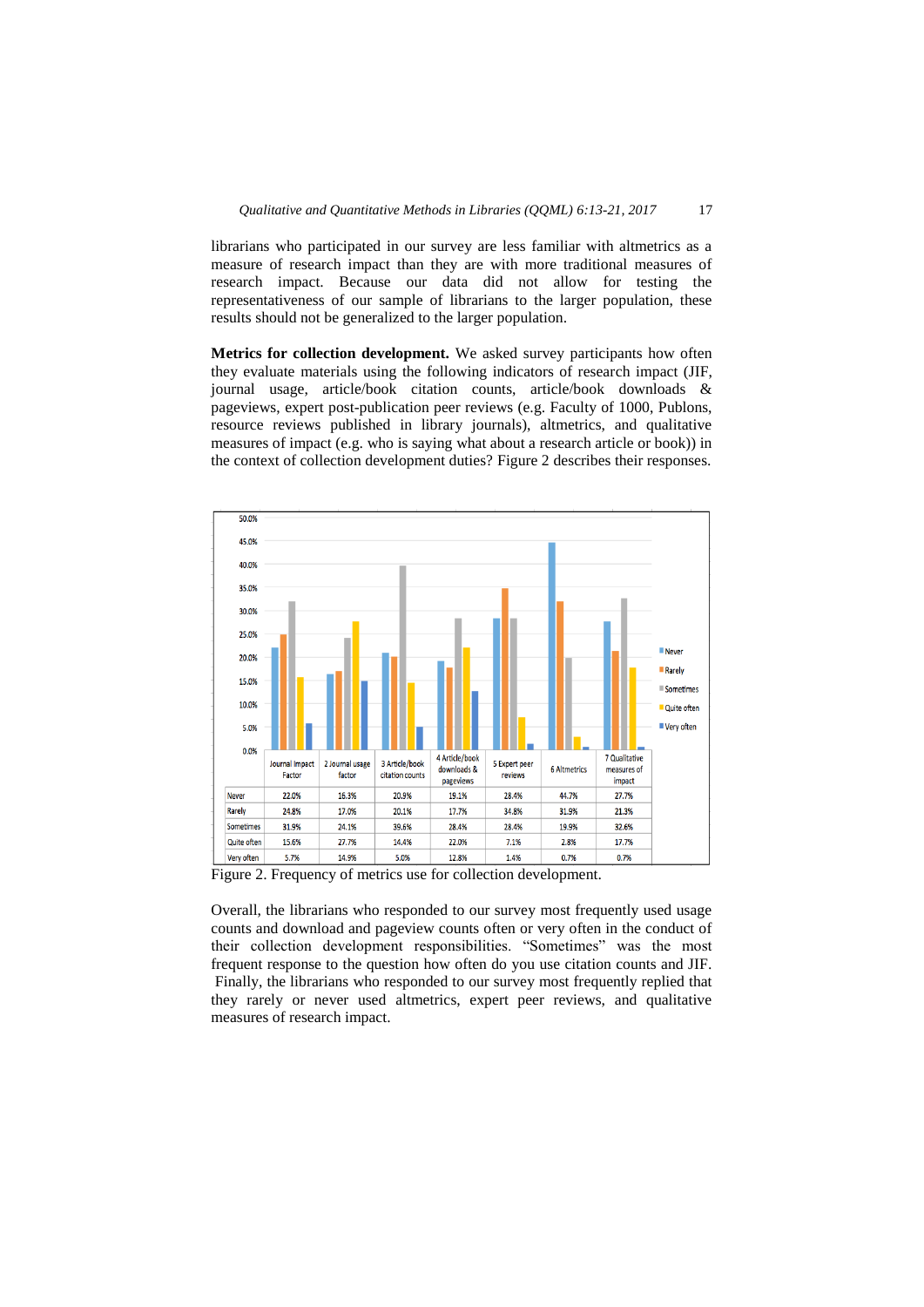librarians who participated in our survey are less familiar with altmetrics as a measure of research impact than they are with more traditional measures of research impact. Because our data did not allow for testing the representativeness of our sample of librarians to the larger population, these results should not be generalized to the larger population.

**Metrics for collection development.** We asked survey participants how often they evaluate materials using the following indicators of research impact (JIF, journal usage, article/book citation counts, article/book downloads & pageviews, expert post-publication peer reviews (e.g. Faculty of 1000, Publons, resource reviews published in library journals), altmetrics, and qualitative measures of impact (e.g. who is saying what about a research article or book)) in the context of collection development duties? Figure 2 describes their responses.

| | Journal Impact Factor | 2 Journal usage factor | 3 Article/book citation counts | 4 Article/book downloads & pageviews | 5 Expert peer reviews | 6 Altmetrics | 7 Qualitative measures of impact |
|---|---|---|---|---|---|---|---|
| Never | 22.0% | 16.3% | 20.9% | 19.1% | 28.4% | 44.7% | 27.7% |
| Rarely | 24.8% | 17.0% | 20.1% | 17.7% | 34.8% | 31.9% | 21.3% |
| Sometimes | 31.9% | 24.1% | 39.6% | 28.4% | 28.4% | 19.9% | 32.6% |
| Quite often | 15.6% | 27.7% | 14.4% | 22.0% | 7.1% | 2.8% | 17.7% |
| Very often | 5.7% | 14.9% | 5.0% | 12.8% | 1.4% | 0.7% | 0.7% |

Figure 2. Frequency of metrics use for collection development.

Overall, the librarians who responded to our survey most frequently used usage counts and download and pageview counts often or very often in the conduct of their collection development responsibilities. "Sometimes" was the most frequent response to the question how often do you use citation counts and JIF. Finally, the librarians who responded to our survey most frequently replied that they rarely or never used altmetrics, expert peer reviews, and qualitative measures of research impact.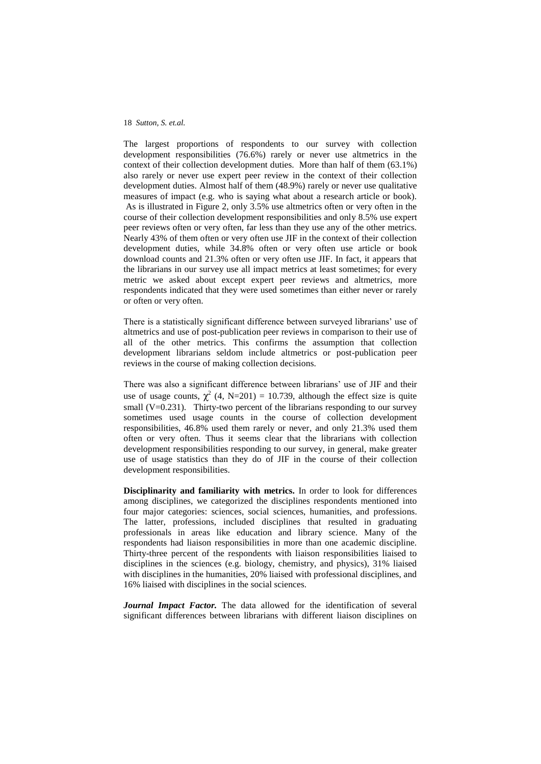The largest proportions of respondents to our survey with collection development responsibilities (76.6%) rarely or never use altmetrics in the context of their collection development duties. More than half of them (63.1%) also rarely or never use expert peer review in the context of their collection development duties. Almost half of them (48.9%) rarely or never use qualitative measures of impact (e.g. who is saying what about a research article or book). As is illustrated in Figure 2, only 3.5% use altmetrics often or very often in the course of their collection development responsibilities and only 8.5% use expert peer reviews often or very often, far less than they use any of the other metrics. Nearly 43% of them often or very often use JIF in the context of their collection development duties, while 34.8% often or very often use article or book download counts and 21.3% often or very often use JIF. In fact, it appears that the librarians in our survey use all impact metrics at least sometimes; for every metric we asked about except expert peer reviews and altmetrics, more respondents indicated that they were used sometimes than either never or rarely or often or very often.

There is a statistically significant difference between surveyed librarians' use of altmetrics and use of post-publication peer reviews in comparison to their use of all of the other metrics. This confirms the assumption that collection development librarians seldom include altmetrics or post-publication peer reviews in the course of making collection decisions.

There was also a significant difference between librarians' use of JIF and their use of usage counts, $\chi^2$ (4, N=201) = 10.739, although the effect size is quite small (V=0.231). Thirty-two percent of the librarians responding to our survey sometimes used usage counts in the course of collection development responsibilities, 46.8% used them rarely or never, and only 21.3% used them often or very often. Thus it seems clear that the librarians with collection development responsibilities responding to our survey, in general, make greater use of usage statistics than they do of JIF in the course of their collection development responsibilities.

**Disciplinarity and familiarity with metrics.** In order to look for differences among disciplines, we categorized the disciplines respondents mentioned into four major categories: sciences, social sciences, humanities, and professions. The latter, professions, included disciplines that resulted in graduating professionals in areas like education and library science. Many of the respondents had liaison responsibilities in more than one academic discipline. Thirty-three percent of the respondents with liaison responsibilities liaised to disciplines in the sciences (e.g. biology, chemistry, and physics), 31% liaised with disciplines in the humanities, 20% liaised with professional disciplines, and 16% liaised with disciplines in the social sciences.

***Journal Impact Factor.*** The data allowed for the identification of several significant differences between librarians with different liaison disciplines on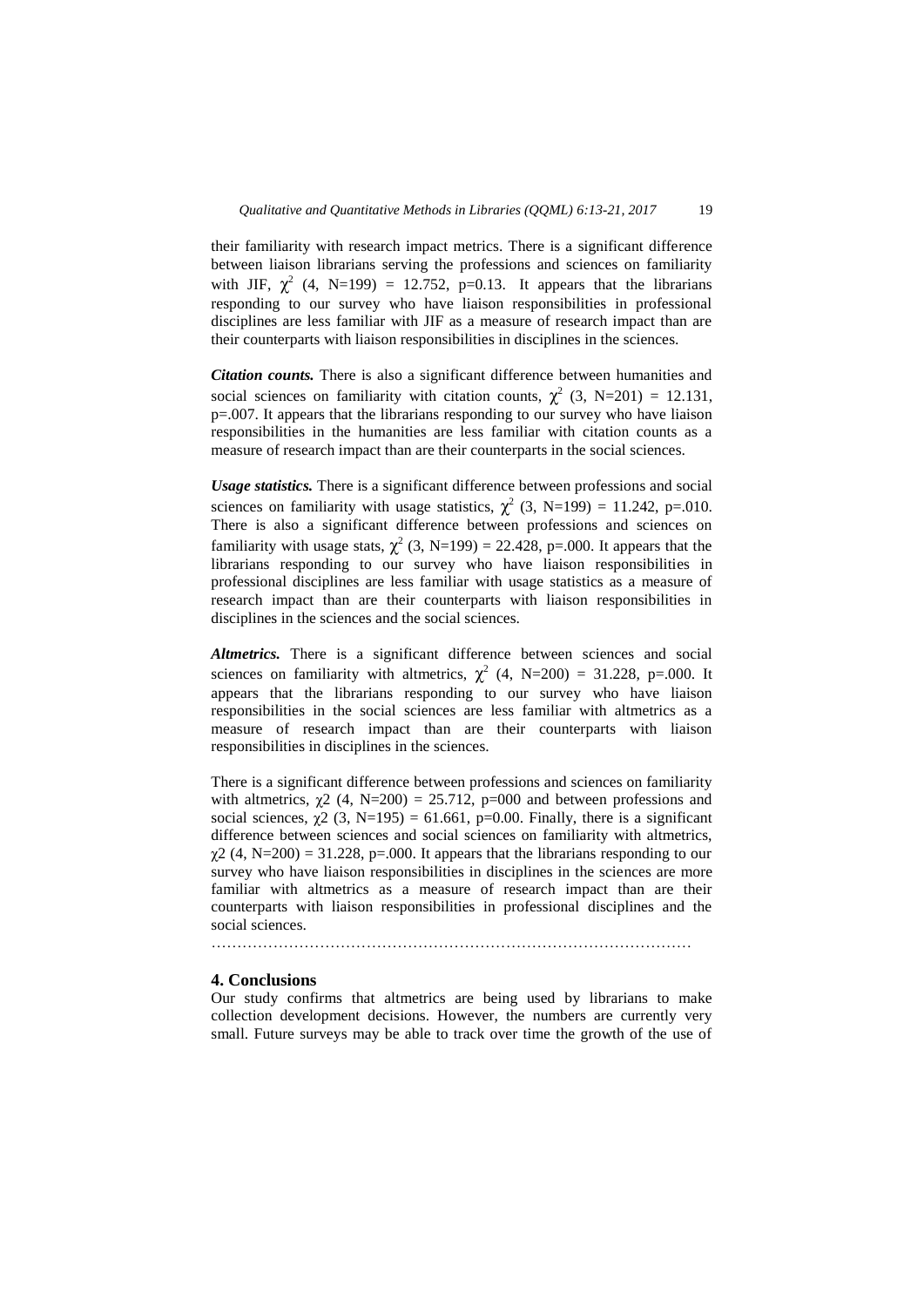their familiarity with research impact metrics. There is a significant difference between liaison librarians serving the professions and sciences on familiarity with JIF, $\chi^2$ (4, N=199) = 12.752, p=0.13. It appears that the librarians responding to our survey who have liaison responsibilities in professional disciplines are less familiar with JIF as a measure of research impact than are their counterparts with liaison responsibilities in disciplines in the sciences.

***Citation counts.*** There is also a significant difference between humanities and social sciences on familiarity with citation counts, $\chi^2$ (3, N=201) = 12.131, p=.007. It appears that the librarians responding to our survey who have liaison responsibilities in the humanities are less familiar with citation counts as a measure of research impact than are their counterparts in the social sciences.

***Usage statistics.*** There is a significant difference between professions and social sciences on familiarity with usage statistics, $\chi^2$ (3, N=199) = 11.242, p=.010. There is also a significant difference between professions and sciences on familiarity with usage stats, $\chi^2$ (3, N=199) = 22.428, p=.000. It appears that the librarians responding to our survey who have liaison responsibilities in professional disciplines are less familiar with usage statistics as a measure of research impact than are their counterparts with liaison responsibilities in disciplines in the sciences and the social sciences.

***Altmetrics.*** There is a significant difference between sciences and social sciences on familiarity with altmetrics, $\chi^2$ (4, N=200) = 31.228, p=.000. It appears that the librarians responding to our survey who have liaison responsibilities in the social sciences are less familiar with altmetrics as a measure of research impact than are their counterparts with liaison responsibilities in disciplines in the sciences.

There is a significant difference between professions and sciences on familiarity with altmetrics, $\chi2$ (4, N=200) = 25.712, p=000 and between professions and social sciences, $\chi2$ (3, N=195) = 61.661, p=0.00. Finally, there is a significant difference between sciences and social sciences on familiarity with altmetrics, $\chi2$ (4, N=200) = 31.228, p=.000. It appears that the librarians responding to our survey who have liaison responsibilities in disciplines in the sciences are more familiar with altmetrics as a measure of research impact than are their counterparts with liaison responsibilities in professional disciplines and the social sciences.

……………………………………………………………………………………

## 4. Conclusions

Our study confirms that altmetrics are being used by librarians to make collection development decisions. However, the numbers are currently very small. Future surveys may be able to track over time the growth of the use of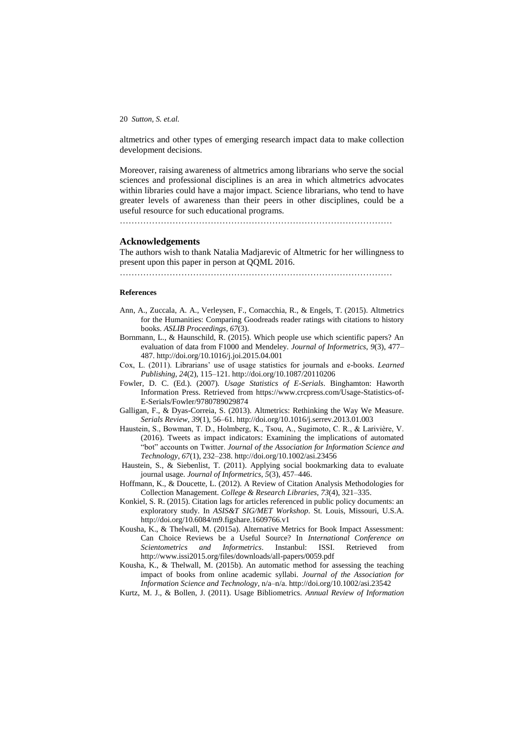altmetrics and other types of emerging research impact data to make collection development decisions.

Moreover, raising awareness of altmetrics among librarians who serve the social sciences and professional disciplines is an area in which altmetrics advocates within libraries could have a major impact. Science librarians, who tend to have greater levels of awareness than their peers in other disciplines, could be a useful resource for such educational programs.

………………………………………………………………………………

## Acknowledgements

The authors wish to thank Natalia Madjarevic of Altmetric for her willingness to present upon this paper in person at QQML 2016.

………………………………………………………………………………

#### References

- Ann, A., Zuccala, A. A., Verleysen, F., Cornacchia, R., & Engels, T. (2015). Altmetrics for the Humanities: Comparing Goodreads reader ratings with citations to history books. *ASLIB Proceedings*, *67*(3).
- Bornmann, L., & Haunschild, R. (2015). Which people use which scientific papers? An evaluation of data from F1000 and Mendeley. *Journal of Informetrics*, *9*(3), 477–487. http://doi.org/10.1016/j.joi.2015.04.001
- Cox, L. (2011). Librarians' use of usage statistics for journals and e-books. *Learned Publishing*, *24*(2), 115–121. http://doi.org/10.1087/20110206
- Fowler, D. C. (Ed.). (2007). *Usage Statistics of E-Serials*. Binghamton: Haworth Information Press. Retrieved from https://www.crcpress.com/Usage-Statistics-of-E-Serials/Fowler/9780789029874
- Galligan, F., & Dyas-Correia, S. (2013). Altmetrics: Rethinking the Way We Measure. *Serials Review*, *39*(1), 56–61. http://doi.org/10.1016/j.serrev.2013.01.003
- Haustein, S., Bowman, T. D., Holmberg, K., Tsou, A., Sugimoto, C. R., & Larivière, V. (2016). Tweets as impact indicators: Examining the implications of automated "bot" accounts on Twitter. *Journal of the Association for Information Science and Technology*, *67*(1), 232–238. http://doi.org/10.1002/asi.23456
- Haustein, S., & Siebenlist, T. (2011). Applying social bookmarking data to evaluate journal usage. *Journal of Informetrics*, *5*(3), 457–446.
- Hoffmann, K., & Doucette, L. (2012). A Review of Citation Analysis Methodologies for Collection Management. *College & Research Libraries*, *73*(4), 321–335.
- Konkiel, S. R. (2015). Citation lags for articles referenced in public policy documents: an exploratory study. In *ASIS&T SIG/MET Workshop*. St. Louis, Missouri, U.S.A. http://doi.org/10.6084/m9.figshare.1609766.v1
- Kousha, K., & Thelwall, M. (2015a). Alternative Metrics for Book Impact Assessment: Can Choice Reviews be a Useful Source? In *International Conference on Scientometrics and Informetrics*. Instanbul: ISSI. Retrieved from http://www.issi2015.org/files/downloads/all-papers/0059.pdf
- Kousha, K., & Thelwall, M. (2015b). An automatic method for assessing the teaching impact of books from online academic syllabi. *Journal of the Association for Information Science and Technology*, n/a–n/a. http://doi.org/10.1002/asi.23542
- Kurtz, M. J., & Bollen, J. (2011). Usage Bibliometrics. *Annual Review of Information*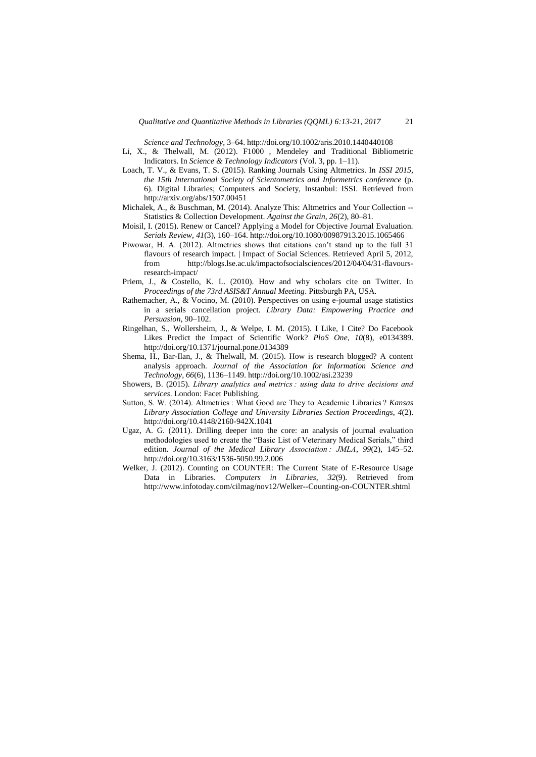*Science and Technology*, 3–64. http://doi.org/10.1002/aris.2010.1440440108

Li, X., & Thelwall, M. (2012). F1000 , Mendeley and Traditional Bibliometric Indicators. In *Science & Technology Indicators* (Vol. 3, pp. 1–11).

Loach, T. V., & Evans, T. S. (2015). Ranking Journals Using Altmetrics. In *ISSI 2015, the 15th International Society of Scientometrics and Informetrics conference* (p. 6). Digital Libraries; Computers and Society, Instanbul: ISSI. Retrieved from http://arxiv.org/abs/1507.00451

Michalek, A., & Buschman, M. (2014). Analyze This: Altmetrics and Your Collection -- Statistics & Collection Development. *Against the Grain*, *26*(2), 80–81.

Moisil, I. (2015). Renew or Cancel? Applying a Model for Objective Journal Evaluation. *Serials Review*, *41*(3), 160–164. http://doi.org/10.1080/00987913.2015.1065466

Piwowar, H. A. (2012). Altmetrics shows that citations can't stand up to the full 31 flavours of research impact. | Impact of Social Sciences. Retrieved April 5, 2012, from http://blogs.lse.ac.uk/impactofsocialsciences/2012/04/04/31-flavours-research-impact/

Priem, J., & Costello, K. L. (2010). How and why scholars cite on Twitter. In *Proceedings of the 73rd ASIS&T Annual Meeting*. Pittsburgh PA, USA.

Rathemacher, A., & Vocino, M. (2010). Perspectives on using e-journal usage statistics in a serials cancellation project. *Library Data: Empowering Practice and Persuasion*, 90–102.

Ringelhan, S., Wollersheim, J., & Welpe, I. M. (2015). I Like, I Cite? Do Facebook Likes Predict the Impact of Scientific Work? *PloS One*, *10*(8), e0134389. http://doi.org/10.1371/journal.pone.0134389

Shema, H., Bar-Ilan, J., & Thelwall, M. (2015). How is research blogged? A content analysis approach. *Journal of the Association for Information Science and Technology*, *66*(6), 1136–1149. http://doi.org/10.1002/asi.23239

Showers, B. (2015). *Library analytics and metrics : using data to drive decisions and services*. London: Facet Publishing.

Sutton, S. W. (2014). Altmetrics : What Good are They to Academic Libraries ? *Kansas Library Association College and University Libraries Section Proceedings*, *4*(2). http://doi.org/10.4148/2160-942X.1041

Ugaz, A. G. (2011). Drilling deeper into the core: an analysis of journal evaluation methodologies used to create the "Basic List of Veterinary Medical Serials," third edition. *Journal of the Medical Library Association : JMLA*, *99*(2), 145–52. http://doi.org/10.3163/1536-5050.99.2.006

Welker, J. (2012). Counting on COUNTER: The Current State of E-Resource Usage Data in Libraries. *Computers in Libraries*, *32*(9). Retrieved from http://www.infotoday.com/cilmag/nov12/Welker--Counting-on-COUNTER.shtml